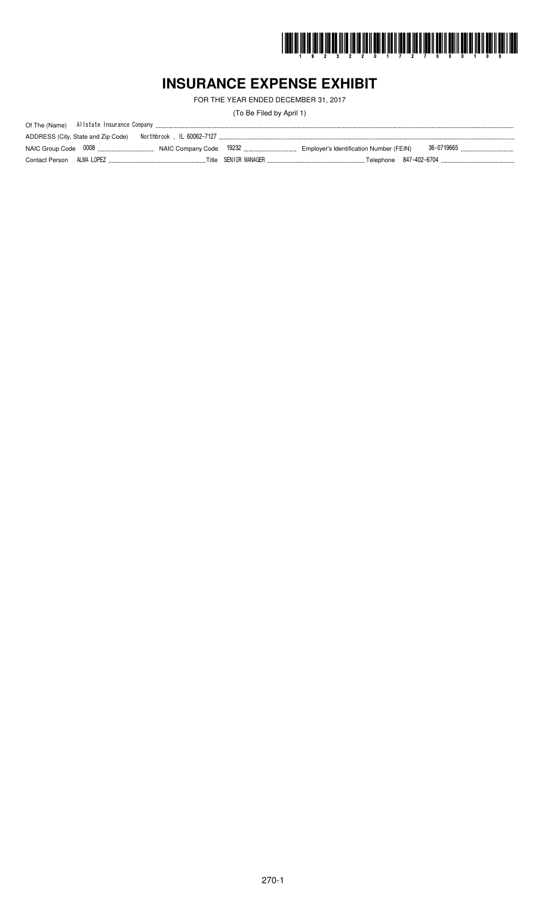# INSURANCE EXPENSE EXHIBIT

FOR THE YEAR ENDED DECEMBER 31, 2017

(To Be Filed by April 1)

Of The (Name) Allstate Insurance Company

ADDRESS (City, State and Zip Code) Northbrook , IL 60062-7127

NAIC Group Code 0008 NAIC Company Code 19232 Employer's Identification Number (FEIN) 36-0719665

Contact Person ALMA LOPEZ Title SENIOR MANAGER Telephone 847-402-6704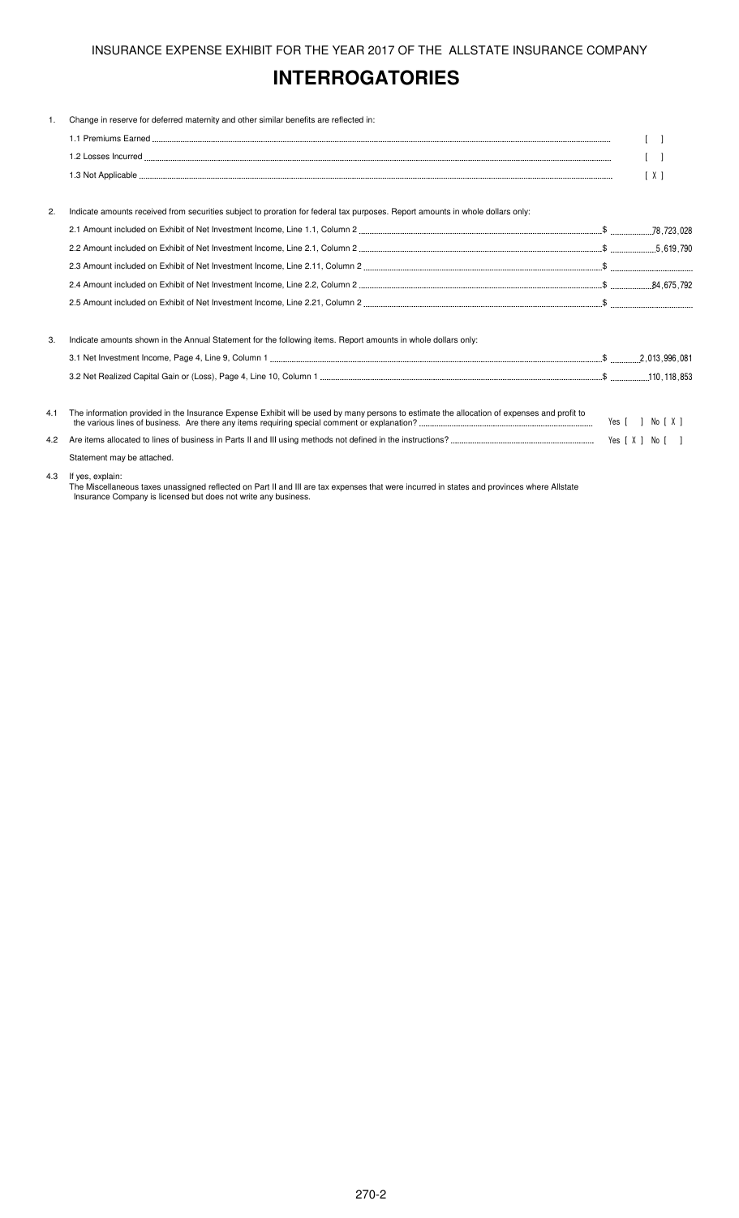INSURANCE EXPENSE EXHIBIT FOR THE YEAR 2017 OF THE ALLSTATE INSURANCE COMPANY

# INTERROGATORIES

1. Change in reserve for deferred maternity and other similar benefits are reflected in:

   1.1 Premiums Earned .......... [ ]

   1.2 Losses Incurred .......... [ ]

   1.3 Not Applicable .......... [ X ]

2. Indicate amounts received from securities subject to proration for federal tax purposes. Report amounts in whole dollars only:

   2.1 Amount included on Exhibit of Net Investment Income, Line 1.1, Column 2 .......... $ 78,723,028

   2.2 Amount included on Exhibit of Net Investment Income, Line 2.1, Column 2 .......... $ 5,619,790

   2.3 Amount included on Exhibit of Net Investment Income, Line 2.11, Column 2 .......... $

   2.4 Amount included on Exhibit of Net Investment Income, Line 2.2, Column 2 .......... $ 84,675,792

   2.5 Amount included on Exhibit of Net Investment Income, Line 2.21, Column 2 .......... $

3. Indicate amounts shown in the Annual Statement for the following items. Report amounts in whole dollars only:

   3.1 Net Investment Income, Page 4, Line 9, Column 1 .......... $ 2,013,996,081

   3.2 Net Realized Capital Gain or (Loss), Page 4, Line 10, Column 1 .......... $ 110,118,853

4.1 The information provided in the Insurance Expense Exhibit will be used by many persons to estimate the allocation of expenses and profit to the various lines of business. Are there any items requiring special comment or explanation? .......... Yes [ ] No [ X ]

4.2 Are items allocated to lines of business in Parts II and III using methods not defined in the instructions? .......... Yes [ X ] No [ ]

Statement may be attached.

4.3 If yes, explain:

The Miscellaneous taxes unassigned reflected on Part II and III are tax expenses that were incurred in states and provinces where Allstate Insurance Company is licensed but does not write any business.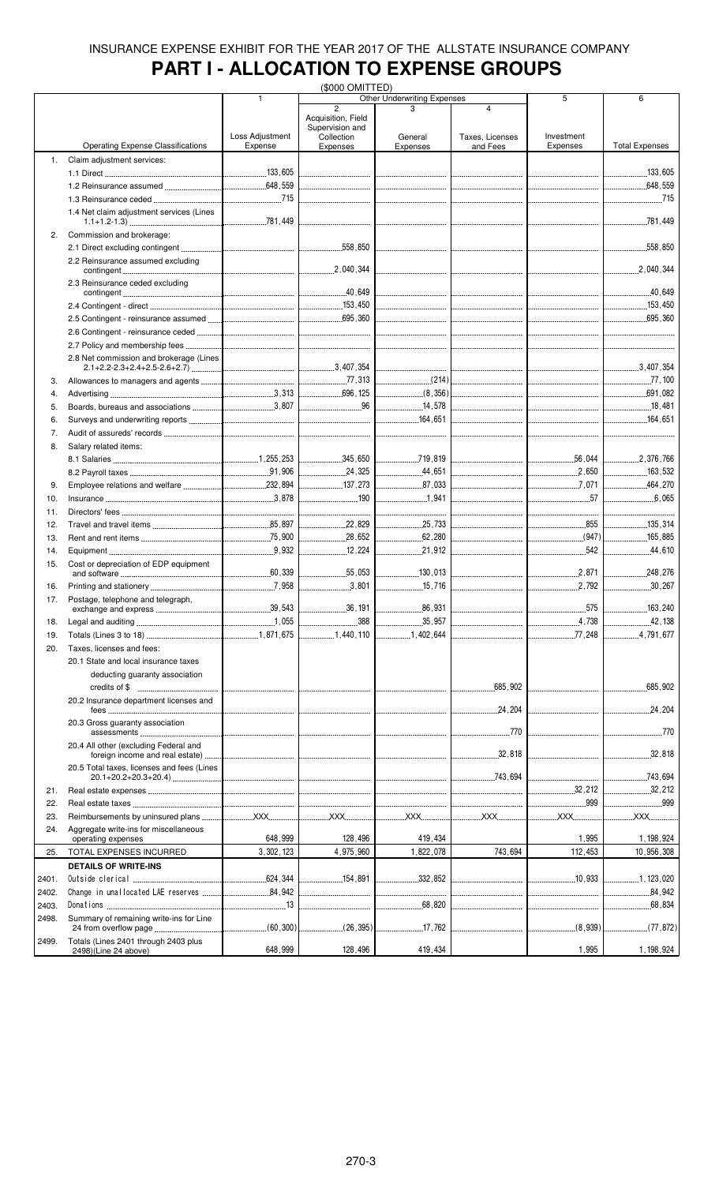INSURANCE EXPENSE EXHIBIT FOR THE YEAR 2017 OF THE ALLSTATE INSURANCE COMPANY

# PART I - ALLOCATION TO EXPENSE GROUPS

($000 OMITTED)

| | Operating Expense Classifications | 1<br>Loss Adjustment Expense | Other Underwriting Expenses<br>2<br>Acquisition, Field Supervision and Collection Expenses | 3<br>General Expenses | 4<br>Taxes, Licenses and Fees | 5<br>Investment Expenses | 6<br>Total Expenses |
|---|---|---|---|---|---|---|---|
| 1. | Claim adjustment services: | | | | | | |
| | 1.1 Direct | 133,605 | | | | | 133,605 |
| | 1.2 Reinsurance assumed | 648,559 | | | | | 648,559 |
| | 1.3 Reinsurance ceded | 715 | | | | | 715 |
| | 1.4 Net claim adjustment services (Lines 1.1+1.2-1.3) | 781,449 | | | | | 781,449 |
| 2. | Commission and brokerage: | | | | | | |
| | 2.1 Direct excluding contingent | | 558,850 | | | | 558,850 |
| | 2.2 Reinsurance assumed excluding contingent | | 2,040,344 | | | | 2,040,344 |
| | 2.3 Reinsurance ceded excluding contingent | | 40,649 | | | | 40,649 |
| | 2.4 Contingent - direct | | 153,450 | | | | 153,450 |
| | 2.5 Contingent - reinsurance assumed | | 695,360 | | | | 695,360 |
| | 2.6 Contingent - reinsurance ceded | | | | | | |
| | 2.7 Policy and membership fees | | | | | | |
| | 2.8 Net commission and brokerage (Lines 2.1+2.2-2.3+2.4+2.5-2.6+2.7) | | 3,407,354 | | | | 3,407,354 |
| 3. | Allowances to managers and agents | | 77,313 | (214) | | | 77,100 |
| 4. | Advertising | 3,313 | 696,125 | (8,356) | | | 691,082 |
| 5. | Boards, bureaus and associations | 3,807 | 96 | 14,578 | | | 18,481 |
| 6. | Surveys and underwriting reports | | | 164,651 | | | 164,651 |
| 7. | Audit of assureds' records | | | | | | |
| 8. | Salary related items: | | | | | | |
| | 8.1 Salaries | 1,255,253 | 345,650 | 719,819 | | 56,044 | 2,376,766 |
| | 8.2 Payroll taxes | 91,906 | 24,325 | 44,651 | | 2,650 | 163,532 |
| 9. | Employee relations and welfare | 232,894 | 137,273 | 87,033 | | 7,071 | 464,270 |
| 10. | Insurance | 3,878 | 190 | 1,941 | | 57 | 6,065 |
| 11. | Directors' fees | | | | | | |
| 12. | Travel and travel items | 85,897 | 22,829 | 25,733 | | 855 | 135,314 |
| 13. | Rent and rent items | 75,900 | 28,652 | 62,280 | | (947) | 165,885 |
| 14. | Equipment | 9,932 | 12,224 | 21,912 | | 542 | 44,610 |
| 15. | Cost or depreciation of EDP equipment and software | 60,339 | 55,053 | 130,013 | | 2,871 | 248,276 |
| 16. | Printing and stationery | 7,958 | 3,801 | 15,716 | | 2,792 | 30,267 |
| 17. | Postage, telephone and telegraph, exchange and express | 39,543 | 36,191 | 86,931 | | 575 | 163,240 |
| 18. | Legal and auditing | 1,055 | 388 | 35,957 | | 4,738 | 42,138 |
| 19. | Totals (Lines 3 to 18) | 1,871,675 | 1,440,110 | 1,402,644 | | 77,248 | 4,791,677 |
| 20. | Taxes, licenses and fees: | | | | | | |
| | 20.1 State and local insurance taxes deducting guaranty association credits of $ | | | | 685,902 | | 685,902 |
| | 20.2 Insurance department licenses and fees | | | | 24,204 | | 24,204 |
| | 20.3 Gross guaranty association assessments | | | | 770 | | 770 |
| | 20.4 All other (excluding Federal and foreign income and real estate) | | | | 32,818 | | 32,818 |
| | 20.5 Total taxes, licenses and fees (Lines 20.1+20.2+20.3+20.4) | | | | 743,694 | | 743,694 |
| 21. | Real estate expenses | | | | | 32,212 | 32,212 |
| 22. | Real estate taxes | | | | | 999 | 999 |
| 23. | Reimbursements by uninsured plans | XXX | XXX | XXX | XXX | XXX | XXX |
| 24. | Aggregate write-ins for miscellaneous operating expenses | 648,999 | 128,496 | 419,434 | | 1,995 | 1,198,924 |
| 25. | TOTAL EXPENSES INCURRED | 3,302,123 | 4,975,960 | 1,822,078 | 743,694 | 112,453 | 10,956,308 |
| | **DETAILS OF WRITE-INS** | | | | | | |
| 2401. | Outside clerical | 624,344 | 154,891 | 332,852 | | 10,933 | 1,123,020 |
| 2402. | Change in unallocated LAE reserves | 84,942 | | | | | 84,942 |
| 2403. | Donations | 13 | | 68,820 | | | 68,834 |
| 2498. | Summary of remaining write-ins for Line 24 from overflow page | (60,300) | (26,395) | 17,762 | | (8,939) | (77,872) |
| 2499. | Totals (Lines 2401 through 2403 plus 2498)(Line 24 above) | 648,999 | 128,496 | 419,434 | | 1,995 | 1,198,924 |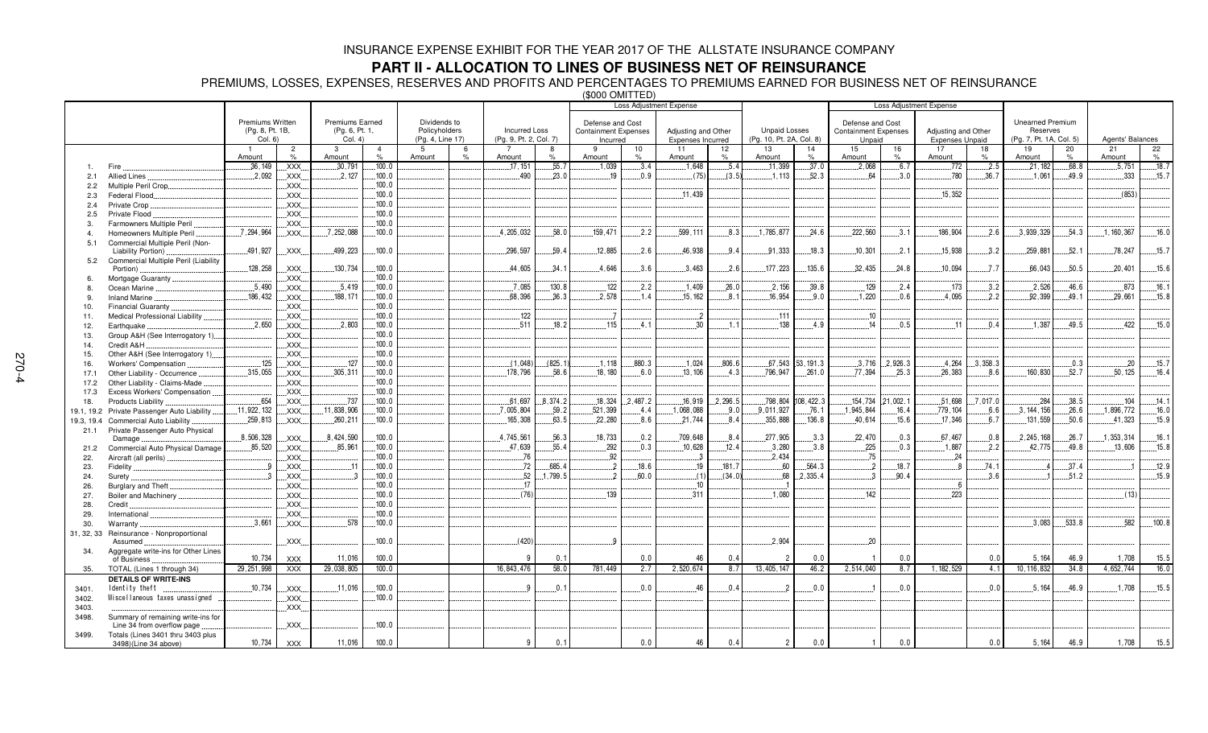# INSURANCE EXPENSE EXHIBIT FOR THE YEAR 2017 OF THE ALLSTATE INSURANCE COMPANY

## PART II - ALLOCATION TO LINES OF BUSINESS NET OF REINSURANCE

PREMIUMS, LOSSES, EXPENSES, RESERVES AND PROFITS AND PERCENTAGES TO PREMIUMS EARNED FOR BUSINESS NET OF REINSURANCE

($000 OMITTED)

| | | Premiums Written (Pg. 8, Pt. 1B, Col. 6) | | Premiums Earned (Pg. 6, Pt. 1, Col. 4) | | Dividends to Policyholders (Pg. 4, Line 17) | | Incurred Loss (Pg. 9, Pt. 2, Col. 7) | | Loss Adjustment Expense | | | | Unpaid Losses (Pg. 10, Pt. 2A, Col. 8) | | Loss Adjustment Expense | | | | Unearned Premium Reserves (Pg. 7, Pt. 1A, Col. 5) | | Agents' Balances | |
|---|---|---|---|---|---|---|---|---|---|---|---|---|---|---|---|---|---|---|---|---|---|---|---|
| | | | | | | | | | | Defense and Cost Containment Expenses Incurred | | Adjusting and Other Expenses Incurred | | | | Defense and Cost Containment Expenses Unpaid | | Adjusting and Other Expenses Unpaid | | | | | |
| | | 1 Amount | 2 % | 3 Amount | 4 % | 5 Amount | 6 % | 7 Amount | 8 % | 9 Amount | 10 % | 11 Amount | 12 % | 13 Amount | 14 % | 15 Amount | 16 % | 17 Amount | 18 % | 19 Amount | 20 % | 21 Amount | 22 % |
| 1. | Fire | 36,149 | XXX | 30,791 | 100.0 | | | 17,151 | 55.7 | 1,039 | 3.4 | 1,648 | 5.4 | 11,399 | 37.0 | 2,068 | 6.7 | 772 | 2.5 | 21,182 | 68.8 | 5,751 | 18.7 |
| 2.1 | Allied Lines | 2,092 | XXX | 2,127 | 100.0 | | | 490 | 23.0 | 19 | 0.9 | (75) | (3.5) | 1,113 | 52.3 | 64 | 3.0 | 780 | 36.7 | 1,061 | 49.9 | 333 | 15.7 |
| 2.2 | Multiple Peril Crop | | XXX | | 100.0 | | | | | | | | | | | | | | | | | | |
| 2.3 | Federal Flood | | XXX | | 100.0 | | | | | | | 11,439 | | | | | | 15,352 | | | | (853) | |
| 2.4 | Private Crop | | XXX | | 100.0 | | | | | | | | | | | | | | | | | | |
| 2.5 | Private Flood | | XXX | | 100.0 | | | | | | | | | | | | | | | | | | |
| 3. | Farmowners Multiple Peril | | XXX | | 100.0 | | | | | | | | | | | | | | | | | | |
| 4. | Homeowners Multiple Peril | 7,294,964 | XXX | 7,252,088 | 100.0 | | | 4,205,032 | 58.0 | 159,471 | 2.2 | 599,111 | 8.3 | 1,785,877 | 24.6 | 222,560 | 3.1 | 186,904 | 2.6 | 3,939,329 | 54.3 | 1,160,367 | 16.0 |
| 5.1 | Commercial Multiple Peril (Non-Liability Portion) | 491,927 | XXX | 499,223 | 100.0 | | | 296,597 | 59.4 | 12,885 | 2.6 | 46,938 | 9.4 | 91,333 | 18.3 | 10,301 | 2.1 | 15,938 | 3.2 | 259,881 | 52.1 | 78,247 | 15.7 |
| 5.2 | Commercial Multiple Peril (Liability Portion) | 128,258 | XXX | 130,734 | 100.0 | | | 44,605 | 34.1 | 4,646 | 3.6 | 3,463 | 2.6 | 177,223 | 135.6 | 32,435 | 24.8 | 10,094 | 7.7 | 66,043 | 50.5 | 20,401 | 15.6 |
| 6. | Mortgage Guaranty | | XXX | | 100.0 | | | | | | | | | | | | | | | | | | |
| 8. | Ocean Marine | 5,490 | XXX | 5,419 | 100.0 | | | 7,085 | 130.8 | 122 | 2.2 | 1,409 | 26.0 | 2,156 | 39.8 | 129 | 2.4 | 173 | 3.2 | 2,526 | 46.6 | 873 | 16.1 |
| 9. | Inland Marine | 186,432 | XXX | 188,171 | 100.0 | | | 68,396 | 36.3 | 2,578 | 1.4 | 15,162 | 8.1 | 16,954 | 9.0 | 1,220 | 0.6 | 4,095 | 2.2 | 92,399 | 49.1 | 29,661 | 15.8 |
| 10. | Financial Guaranty | | XXX | | 100.0 | | | | | | | | | | | | | | | | | | |
| 11. | Medical Professional Liability | | XXX | | 100.0 | | | 122 | | 7 | | 2 | | 111 | | 10 | | | | | | | |
| 12. | Earthquake | 2,650 | XXX | 2,803 | 100.0 | | | 511 | 18.2 | 115 | 4.1 | 30 | 1.1 | 138 | 4.9 | 14 | 0.5 | 11 | 0.4 | 1,387 | 49.5 | 422 | 15.0 |
| 13. | Group A&H (See Interrogatory 1) | | XXX | | 100.0 | | | | | | | | | | | | | | | | | | |
| 14. | Credit A&H | | XXX | | 100.0 | | | | | | | | | | | | | | | | | | |
| 15. | Other A&H (See Interrogatory 1) | | XXX | | 100.0 | | | | | | | | | | | | | | | | | | |
| 16. | Workers' Compensation | 125 | XXX | 127 | 100.0 | | | (1,048) | (825.1) | 1,118 | 880.3 | 1,024 | 806.6 | 67,543 | 53,191.3 | 3,716 | 2,926.3 | 4,264 | 3,358.3 | | 0.3 | 20 | 15.7 |
| 17.1 | Other Liability - Occurrence | 315,055 | XXX | 305,311 | 100.0 | | | 178,796 | 58.6 | 18,180 | 6.0 | 13,106 | 4.3 | 796,947 | 261.0 | 77,394 | 25.3 | 26,383 | 8.6 | 160,830 | 52.7 | 50,125 | 16.4 |
| 17.2 | Other Liability - Claims-Made | | XXX | | 100.0 | | | | | | | | | | | | | | | | | | |
| 17.3 | Excess Workers' Compensation | | XXX | | 100.0 | | | | | | | | | | | | | | | | | | |
| 18. | Products Liability | 654 | XXX | 737 | 100.0 | | | 61,697 | 8,374.2 | 18,324 | 2,487.2 | 16,919 | 2,296.5 | 798,804 | 108,422.3 | 154,734 | 21,002.1 | 51,698 | 7,017.0 | 284 | 38.5 | 104 | 14.1 |
| 19.1, 19.2 | Private Passenger Auto Liability | 11,922,132 | XXX | 11,838,906 | 100.0 | | | 7,005,804 | 59.2 | 521,399 | 4.4 | 1,068,088 | 9.0 | 9,011,927 | 76.1 | 1,945,844 | 16.4 | 779,104 | 6.6 | 3,144,156 | 26.6 | 1,896,772 | 16.0 |
| 19.3, 19.4 | Commercial Auto Liability | 259,813 | XXX | 260,211 | 100.0 | | | 165,308 | 63.5 | 22,280 | 8.6 | 21,744 | 8.4 | 355,888 | 136.8 | 40,614 | 15.6 | 17,346 | 6.7 | 131,559 | 50.6 | 41,323 | 15.9 |
| 21.1 | Private Passenger Auto Physical Damage | 8,506,328 | XXX | 8,424,590 | 100.0 | | | 4,745,561 | 56.3 | 18,733 | 0.2 | 709,648 | 8.4 | 277,905 | 3.3 | 22,470 | 0.3 | 67,467 | 0.8 | 2,245,168 | 26.7 | 1,353,314 | 16.1 |
| 21.2 | Commercial Auto Physical Damage | 85,520 | XXX | 85,961 | 100.0 | | | 47,639 | 55.4 | 292 | 0.3 | 10,628 | 12.4 | 3,280 | 3.8 | 225 | 0.3 | 1,887 | 2.2 | 42,775 | 49.8 | 13,606 | 15.8 |
| 22. | Aircraft (all perils) | | XXX | | 100.0 | | | 76 | | 92 | | 3 | | 2,434 | | 75 | | 24 | | | | | |
| 23. | Fidelity | 9 | XXX | 11 | 100.0 | | | 72 | 685.4 | 2 | 18.6 | 19 | 181.7 | 60 | 564.3 | 2 | 18.7 | 8 | 74.1 | 4 | 37.4 | 1 | 12.9 |
| 24. | Surety | 3 | XXX | 3 | 100.0 | | | 52 | 1,799.5 | 2 | 60.0 | (1) | (34.0) | 68 | 2,335.4 | 3 | 90.4 | | 3.6 | 1 | 51.2 | | 15.9 |
| 26. | Burglary and Theft | | XXX | | 100.0 | | | 17 | | | | 10 | | 1 | | | | 6 | | | | | |
| 27. | Boiler and Machinery | | XXX | | 100.0 | | | (76) | | 139 | | 311 | | 1,080 | | 142 | | 223 | | | | (13) | |
| 28. | Credit | | XXX | | 100.0 | | | | | | | | | | | | | | | | | | |
| 29. | International | | XXX | | 100.0 | | | | | | | | | | | | | | | | | | |
| 30. | Warranty | 3,661 | XXX | 578 | 100.0 | | | | | | | | | | | | | | | 3,083 | 533.8 | 582 | 100.8 |
| 31, 32, 33 | Reinsurance - Nonproportional Assumed | | XXX | | 100.0 | | | (420) | | 9 | | | | 2,904 | | 20 | | | | | | | |
| 34. | Aggregate write-ins for Other Lines of Business | 10,734 | XXX | 11,016 | 100.0 | | | 9 | 0.1 | | 0.0 | 46 | 0.4 | 2 | 0.0 | 1 | 0.0 | | 0.0 | 5,164 | 46.9 | 1,708 | 15.5 |
| 35. | TOTAL (Lines 1 through 34) | 29,251,998 | XXX | 29,038,805 | 100.0 | | | 16,843,476 | 58.0 | 781,449 | 2.7 | 2,520,674 | 8.7 | 13,405,147 | 46.2 | 2,514,040 | 8.7 | 1,182,529 | 4.1 | 10,116,832 | 34.8 | 4,652,744 | 16.0 |
| | **DETAILS OF WRITE-INS** | | | | | | | | | | | | | | | | | | | | | | |
| 3401. | Identity theft | 10,734 | XXX | 11,016 | 100.0 | | | 9 | 0.1 | | 0.0 | 46 | 0.4 | 2 | 0.0 | 1 | 0.0 | | 0.0 | 5,164 | 46.9 | 1,708 | 15.5 |
| 3402. | Miscellaneous taxes unassigned | | XXX | | 100.0 | | | | | | | | | | | | | | | | | | |
| 3403. | | | XXX | | | | | | | | | | | | | | | | | | | | |
| 3498. | Summary of remaining write-ins for Line 34 from overflow page | | XXX | | 100.0 | | | | | | | | | | | | | | | | | | |
| 3499. | Totals (Lines 3401 thru 3403 plus 3498)(Line 34 above) | 10,734 | XXX | 11,016 | 100.0 | | | 9 | 0.1 | | 0.0 | 46 | 0.4 | 2 | 0.0 | 1 | 0.0 | | 0.0 | 5,164 | 46.9 | 1,708 | 15.5 |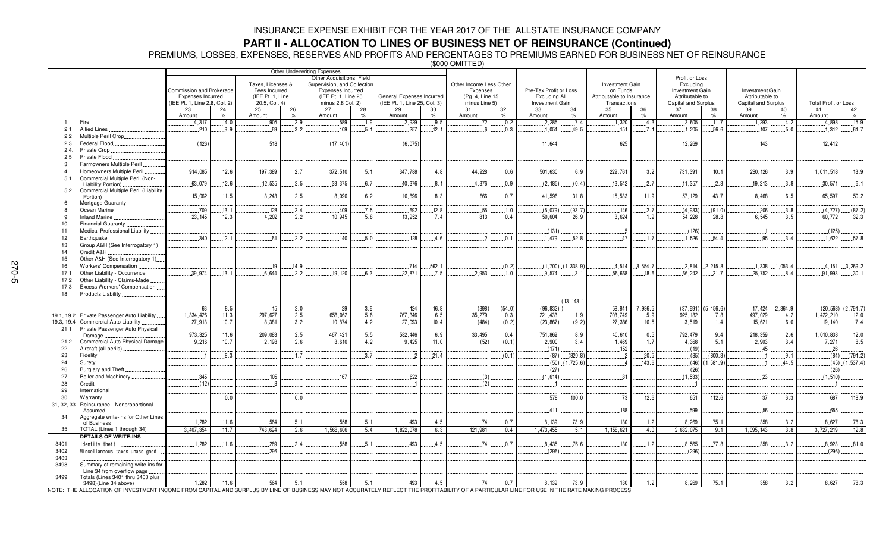# INSURANCE EXPENSE EXHIBIT FOR THE YEAR 2017 OF THE ALLSTATE INSURANCE COMPANY

## PART II - ALLOCATION TO LINES OF BUSINESS NET OF REINSURANCE (Continued)

PREMIUMS, LOSSES, EXPENSES, RESERVES AND PROFITS AND PERCENTAGES TO PREMIUMS EARNED FOR BUSINESS NET OF REINSURANCE

($000 OMITTED)

| | | Other Underwriting Expenses | | | | | | | | | | | | | | | | | | | |
|---|---|---|---|---|---|---|---|---|---|---|---|---|---|---|---|---|---|---|---|---|---|
| | | Commission and Brokerage Expenses Incurred (IEE Pt. 1, Line 2.8, Col. 2) | | Taxes, Licenses & Fees Incurred (IEE Pt. 1, Line 20.5, Col. 4) | | Other Acquisitions, Field Supervision, and Collection Expenses Incurred (IEE Pt. 1, Line 25 minus 2.8 Col. 2) | | General Expenses Incurred (IEE Pt. 1, Line 25, Col. 3) | | Other Income Less Other Expenses (Pg. 4, Line 15 minus Line 5) | | Pre-Tax Profit or Loss Excluding All Investment Gain | | Investment Gain on Funds Attributable to Insurance Transactions | | Profit or Loss Excluding Investment Gain Attributable to Capital and Surplus | | Investment Gain Attributable to Capital and Surplus | | Total Profit or Loss | |
| | | 23 Amount | 24 % | 25 Amount | 26 % | 27 Amount | 28 % | 29 Amount | 30 % | 31 Amount | 32 % | 33 Amount | 34 % | 35 Amount | 36 % | 37 Amount | 38 % | 39 Amount | 40 % | 41 Amount | 42 % |
| 1. | Fire | 4,317 | 14.0 | 905 | 2.9 | 589 | 1.9 | 2,929 | 9.5 | 72 | 0.2 | 2,285 | 7.4 | 1,320 | 4.3 | 3,605 | 11.7 | 1,293 | 4.2 | 4,898 | 15.9 |
| 2.1 | Allied Lines | 210 | 9.9 | 69 | 3.2 | 109 | 5.1 | 257 | 12.1 | 6 | 0.3 | 1,054 | 49.5 | 151 | 7.1 | 1,205 | 56.6 | 107 | 5.0 | 1,312 | 61.7 |
| 2.2 | Multiple Peril Crop | | | | | | | | | | | | | | | | | | | | |
| 2.3 | Federal Flood | (126) | | 518 | | (17,401) | | (6,075) | | | | 11,644 | | 625 | | 12,269 | | 143 | | 12,412 | |
| 2.4. | Private Crop | | | | | | | | | | | | | | | | | | | | |
| 2.5 | Private Flood | | | | | | | | | | | | | | | | | | | | |
| 3. | Farmowners Multiple Peril | | | | | | | | | | | | | | | | | | | | |
| 4. | Homeowners Multiple Peril | 914,085 | 12.6 | 197,389 | 2.7 | 372,510 | 5.1 | 347,788 | 4.8 | 44,928 | 0.6 | 501,630 | 6.9 | 229,761 | 3.2 | 731,391 | 10.1 | 280,126 | 3.9 | 1,011,518 | 13.9 |
| 5.1 | Commercial Multiple Peril (Non-Liability Portion) | 63,079 | 12.6 | 12,535 | 2.5 | 33,375 | 6.7 | 40,376 | 8.1 | 4,376 | 0.9 | (2,185) | (0.4) | 13,542 | 2.7 | 11,357 | 2.3 | 19,213 | 3.8 | 30,571 | 6.1 |
| 5.2 | Commercial Multiple Peril (Liability Portion) | 15,062 | 11.5 | 3,243 | 2.5 | 8,090 | 6.2 | 10,896 | 8.3 | 866 | 0.7 | 41,596 | 31.8 | 15,533 | 11.9 | 57,129 | 43.7 | 8,468 | 6.5 | 65,597 | 50.2 |
| 6. | Mortgage Guaranty | | | | | | | | | | | | | | | | | | | | |
| 8. | Ocean Marine | 709 | 13.1 | 128 | 2.4 | 409 | 7.5 | 692 | 12.8 | 55 | 1.0 | (5,079) | (93.7) | 146 | 2.7 | (4,933) | (91.0) | 206 | 3.8 | (4,727) | (87.2) |
| 9. | Inland Marine | 23,145 | 12.3 | 4,202 | 2.2 | 10,945 | 5.8 | 13,952 | 7.4 | 813 | 0.4 | 50,604 | 26.9 | 3,624 | 1.9 | 54,228 | 28.8 | 6,545 | 3.5 | 60,772 | 32.3 |
| 10. | Financial Guaranty | | | | | | | | | | | | | | | | | | | | |
| 11. | Medical Professional Liability | | | | | | | | | | | (131) | | 5 | | (126) | | 1 | | (125) | |
| 12. | Earthquake | 340 | 12.1 | 61 | 2.2 | 140 | 5.0 | 128 | 4.6 | 2 | 0.1 | 1,479 | 52.8 | 47 | 1.7 | 1,526 | 54.4 | 95 | 3.4 | 1,622 | 57.8 |
| 13. | Group A&H (See Interrogatory 1) | | | | | | | | | | | | | | | | | | | | |
| 14. | Credit A&H | | | | | | | | | | | | | | | | | | | | |
| 15. | Other A&H (See Interrogatory 1) | | | | | | | | | | | | | | | | | | | | |
| 16. | Workers' Compensation | | | 19 | 14.9 | | | 714 | 562.1 | | (0.2) | (1,700) | (1,338.9) | 4,514 | 3,554.7 | 2,814 | 2,215.8 | 1,338 | 1,053.4 | 4,151 | 3,269.2 |
| 17.1 | Other Liability - Occurrence | 39,974 | 13.1 | 6,644 | 2.2 | 19,120 | 6.3 | 22,871 | 7.5 | 2,953 | 1.0 | 9,574 | 3.1 | 56,668 | 18.6 | 66,242 | 21.7 | 25,752 | 8.4 | 91,993 | 30.1 |
| 17.2 | Other Liability - Claims-Made | | | | | | | | | | | | | | | | | | | | |
| 17.3 | Excess Workers' Compensation | | | | | | | | | | | | | | | | | | | | |
| 18. | Products Liability | 63 | 8.5 | 15 | 2.0 | 29 | 3.9 | 124 | 16.8 | (398) | (54.0) | (96,832) | (13,143.1) | 58,841 | 7,986.5 | (37,991) | (5,156.6) | 17,424 | 2,364.9 | (20,568) | (2,791.7) |
| 19.1, 19.2 | Private Passenger Auto Liability | 1,334,426 | 11.3 | 297,627 | 2.5 | 658,062 | 5.6 | 767,346 | 6.5 | 35,279 | 0.3 | 221,433 | 1.9 | 703,749 | 5.9 | 925,182 | 7.8 | 497,029 | 4.2 | 1,422,210 | 12.0 |
| 19.3, 19.4 | Commercial Auto Liability | 27,913 | 10.7 | 8,381 | 3.2 | 10,874 | 4.2 | 27,093 | 10.4 | (484) | (0.2) | (23,867) | (9.2) | 27,386 | 10.5 | 3,519 | 1.4 | 15,621 | 6.0 | 19,140 | 7.4 |
| 21.1 | Private Passenger Auto Physical Damage | 973,325 | 11.6 | 209,083 | 2.5 | 467,421 | 5.5 | 582,446 | 6.9 | 33,495 | 0.4 | 751,869 | 8.9 | 40,610 | 0.5 | 792,479 | 9.4 | 218,359 | 2.6 | 1,010,838 | 12.0 |
| 21.2 | Commercial Auto Physical Damage | 9,216 | 10.7 | 2,198 | 2.6 | 3,610 | 4.2 | 9,425 | 11.0 | (52) | (0.1) | 2,900 | 3.4 | 1,469 | 1.7 | 4,368 | 5.1 | 2,903 | 3.4 | 7,271 | 8.5 |
| 22. | Aircraft (all perils) | | | | | | | | | | | (171) | | 152 | | (19) | | 45 | | 26 | |
| 23. | Fidelity | 1 | 8.3 | | 1.7 | | 3.7 | 2 | 21.4 | | (0.1) | (87) | (820.8) | 2 | 20.5 | (85) | (800.3) | 1 | 9.1 | (84) | (791.2) |
| 24. | Surety | | | | | | | | | | | (50) | (1,725.6) | 4 | 143.6 | (46) | (1,581.9) | 1 | 44.5 | (45) | (1,537.4) |
| 26. | Burglary and Theft | | | | | | | | | | | (27) | | | | (26) | | | | (26) | |
| 27. | Boiler and Machinery | 345 | | 105 | | 167 | | 622 | | (3) | | (1,614) | | 81 | | (1,533) | | 23 | | (1,510) | |
| 28. | Credit | (12) | | 8 | | | | 1 | | (2) | | 1 | | | | 1 | | | | 1 | |
| 29. | International | | | | | | | | | | | | | | | | | | | | |
| 30. | Warranty | | 0.0 | | 0.0 | | | | | | | 578 | 100.0 | 73 | 12.6 | 651 | 112.6 | 37 | 6.3 | 687 | 118.9 |
| 31, 32, 33 | Reinsurance - Nonproportional Assumed | | | | | | | | | | | 411 | | 188 | | 599 | | 56 | | 655 | |
| 34. | Aggregate write-ins for Other Lines of Business | 1,282 | 11.6 | 564 | 5.1 | 558 | 5.1 | 493 | 4.5 | 74 | 0.7 | 8,139 | 73.9 | 130 | 1.2 | 8,269 | 75.1 | 358 | 3.2 | 8,627 | 78.3 |
| 35. | TOTAL (Lines 1 through 34) | 3,407,354 | 11.7 | 743,694 | 2.6 | 1,568,606 | 5.4 | 1,822,078 | 6.3 | 121,981 | 0.4 | 1,473,455 | 5.1 | 1,158,621 | 4.0 | 2,632,075 | 9.1 | 1,095,143 | 3.8 | 3,727,219 | 12.8 |
| | **DETAILS OF WRITE-INS** | | | | | | | | | | | | | | | | | | | | |
| 3401. | Identity theft | 1,282 | 11.6 | 269 | 2.4 | 558 | 5.1 | 493 | 4.5 | 74 | 0.7 | 8,435 | 76.6 | 130 | 1.2 | 8,565 | 77.8 | 358 | 3.2 | 8,923 | 81.0 |
| 3402. | Miscellaneous taxes unassigned | | | 296 | | | | | | | | (296) | | | | (296) | | | | (296) | |
| 3403. | | | | | | | | | | | | | | | | | | | | | |
| 3498. | Summary of remaining write-ins for Line 34 from overflow page | | | | | | | | | | | | | | | | | | | | |
| 3499. | Totals (Lines 3401 thru 3403 plus 3498)(Line 34 above) | 1,282 | 11.6 | 564 | 5.1 | 558 | 5.1 | 493 | 4.5 | 74 | 0.7 | 8,139 | 73.9 | 130 | 1.2 | 8,269 | 75.1 | 358 | 3.2 | 8,627 | 78.3 |

NOTE: THE ALLOCATION OF INVESTMENT INCOME FROM CAPITAL AND SURPLUS BY LINE OF BUSINESS MAY NOT ACCURATELY REFLECT THE PROFITABILITY OF A PARTICULAR LINE FOR USE IN THE RATE MAKING PROCESS.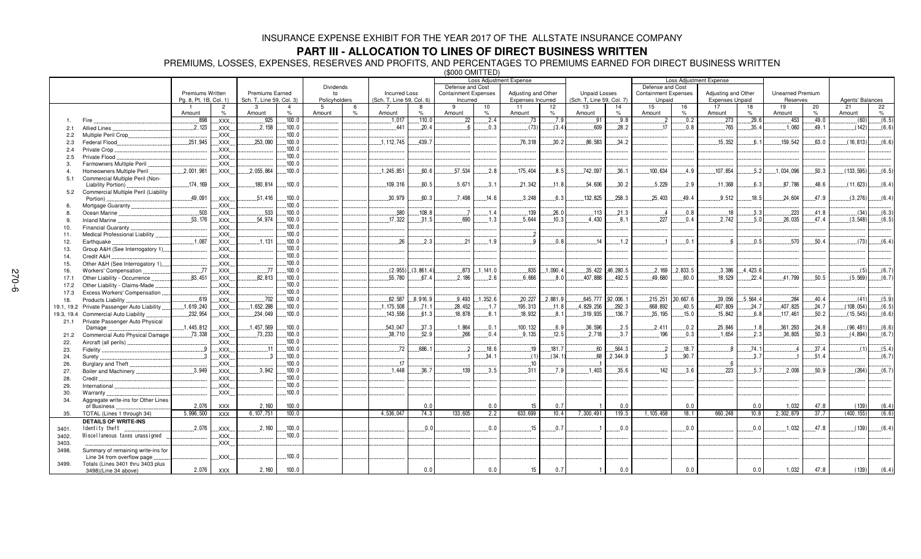# INSURANCE EXPENSE EXHIBIT FOR THE YEAR 2017 OF THE ALLSTATE INSURANCE COMPANY

## PART III - ALLOCATION TO LINES OF DIRECT BUSINESS WRITTEN

PREMIUMS, LOSSES, EXPENSES, RESERVES AND PROFITS, AND PERCENTAGES TO PREMIUMS EARNED FOR DIRECT BUSINESS WRITTEN

($000 OMITTED)

| | | Premiums Written Pg. 8, Pt. 1B, Col. 1) | | Premiums Earned Sch. T, Line 59, Col. 3) | | Dividends to Policyholders | | Incurred Loss (Sch. T, Line 59, Col. 6) | | Loss Adjustment Expense: Defense and Cost Containment Expenses Incurred | | Loss Adjustment Expense: Adjusting and Other Expenses Incurred | | Unpaid Losses (Sch. T, Line 59, Col. 7) | | Loss Adjustment Expense: Defense and Cost Containment Expenses Unpaid | | Loss Adjustment Expense: Adjusting and Other Expenses Unpaid | | Unearned Premium Reserves | | Agents' Balances | |
|---|---|---|---|---|---|---|---|---|---|---|---|---|---|---|---|---|---|---|---|---|---|---|---|
| | | 1 Amount | 2 % | 3 Amount | 4 % | 5 Amount | 6 % | 7 Amount | 8 % | 9 Amount | 10 % | 11 Amount | 12 % | 13 Amount | 14 % | 15 Amount | 16 % | 17 Amount | 18 % | 19 Amount | 20 % | 21 Amount | 22 % |
| 1. | Fire | 898 | XXX | 925 | 100.0 | | | 1,017 | 110.0 | 22 | 2.4 | 73 | 7.9 | 91 | 9.8 | 2 | 0.2 | 273 | 29.6 | 453 | 49.0 | (60) | (6.5) |
| 2.1 | Allied Lines | 2,123 | XXX | 2,158 | 100.0 | | | 441 | 20.4 | 6 | 0.3 | (73) | (3.4) | 609 | 28.2 | 17 | 0.8 | 765 | 35.4 | 1,060 | 49.1 | (142) | (6.6) |
| 2.2 | Multiple Peril Crop | | XXX | | 100.0 | | | | | | | | | | | | | | | | | | |
| 2.3 | Federal Flood | 251,945 | XXX | 253,090 | 100.0 | | | 1,112,745 | 439.7 | | | 76,318 | 30.2 | 86,583 | 34.2 | | | 15,352 | 6.1 | 159,542 | 63.0 | (16,813) | (6.6) |
| 2.4 | Private Crop | | XXX | | 100.0 | | | | | | | | | | | | | | | | | | |
| 2.5 | Private Flood | | XXX | | 100.0 | | | | | | | | | | | | | | | | | | |
| 3. | Farmowners Multiple Peril | | XXX | | 100.0 | | | | | | | | | | | | | | | | | | |
| 4. | Homeowners Multiple Peril | 2,001,981 | XXX | 2,055,864 | 100.0 | | | 1,245,851 | 60.6 | 57,534 | 2.8 | 175,404 | 8.5 | 742,097 | 36.1 | 100,634 | 4.9 | 107,854 | 5.2 | 1,034,096 | 50.3 | (133,595) | (6.5) |
| 5.1 | Commercial Multiple Peril (Non-Liability Portion) | 174,169 | XXX | 180,814 | 100.0 | | | 109,316 | 60.5 | 5,671 | 3.1 | 21,342 | 11.8 | 54,606 | 30.2 | 5,229 | 2.9 | 11,368 | 6.3 | 87,786 | 48.6 | (11,623) | (6.4) |
| 5.2 | Commercial Multiple Peril (Liability Portion) | 49,091 | XXX | 51,416 | 100.0 | | | 30,979 | 60.3 | 7,498 | 14.6 | 3,248 | 6.3 | 132,825 | 258.3 | 25,403 | 49.4 | 9,512 | 18.5 | 24,604 | 47.9 | (3,276) | (6.4) |
| 6. | Mortgage Guaranty | | XXX | | 100.0 | | | | | | | | | | | | | | | | | | |
| 8. | Ocean Marine | 503 | XXX | 533 | 100.0 | | | 580 | 108.8 | 7 | 1.4 | 139 | 26.0 | 113 | 21.3 | 4 | 0.8 | 18 | 3.3 | 223 | 41.8 | (34) | (6.3) |
| 9. | Inland Marine | 53,176 | XXX | 54,974 | 100.0 | | | 17,322 | 31.5 | 690 | 1.3 | 5,644 | 10.3 | 4,430 | 8.1 | 227 | 0.4 | 2,742 | 5.0 | 26,035 | 47.4 | (3,548) | (6.5) |
| 10. | Financial Guaranty | | XXX | | 100.0 | | | | | | | | | | | | | | | | | | |
| 11. | Medical Professional Liability | | XXX | | 100.0 | | | | | | | 2 | | | | | | | | | | | |
| 12. | Earthquake | 1,087 | XXX | 1,131 | 100.0 | | | 26 | 2.3 | 21 | 1.9 | 9 | 0.8 | 14 | 1.2 | 1 | 0.1 | 6 | 0.5 | 570 | 50.4 | (73) | (6.4) |
| 13. | Group A&H (See Interrogatory 1) | | XXX | | 100.0 | | | | | | | | | | | | | | | | | | |
| 14. | Credit A&H | | XXX | | 100.0 | | | | | | | | | | | | | | | | | | |
| 15. | Other A&H (See Interrogatory 1) | | XXX | | 100.0 | | | | | | | | | | | | | | | | | | |
| 16. | Workers' Compensation | 77 | XXX | 77 | 100.0 | | | (2,955) | (3,861.4) | 873 | 1,141.0 | 835 | 1,090.4 | 35,422 | 46,280.5 | 2,169 | 2,833.5 | 3,386 | 4,423.6 | | | (5) | (6.7) |
| 17.1 | Other Liability - Occurrence | 83,451 | XXX | 82,813 | 100.0 | | | 55,780 | 67.4 | 2,186 | 2.6 | 6,666 | 8.0 | 407,888 | 492.5 | 49,680 | 60.0 | 18,529 | 22.4 | 41,799 | 50.5 | (5,569) | (6.7) |
| 17.2 | Other Liability - Claims-Made | | XXX | | 100.0 | | | | | | | | | | | | | | | | | | |
| 17.3 | Excess Workers' Compensation | | XXX | | 100.0 | | | | | | | | | | | | | | | | | | |
| 18. | Products Liability | 619 | XXX | 702 | 100.0 | | | 62,587 | 8,916.9 | 9,493 | 1,352.6 | 20,227 | 2,881.9 | 645,777 | 92,006.1 | 215,251 | 30,667.6 | 39,056 | 5,564.4 | 284 | 40.4 | (41) | (5.9) |
| 19.1, 19.2 | Private Passenger Auto Liability | 1,619,240 | XXX | 1,652,288 | 100.0 | | | 1,175,508 | 71.1 | 28,452 | 1.7 | 195,313 | 11.8 | 4,829,256 | 292.3 | 668,892 | 40.5 | 407,809 | 24.7 | 407,825 | 24.7 | (108,054) | (6.5) |
| 19.3, 19.4 | Commercial Auto Liability | 232,954 | XXX | 234,049 | 100.0 | | | 143,556 | 61.3 | 18,878 | 8.1 | 18,932 | 8.1 | 319,935 | 136.7 | 35,195 | 15.0 | 15,842 | 6.8 | 117,461 | 50.2 | (15,545) | (6.6) |
| 21.1 | Private Passenger Auto Physical Damage | 1,445,812 | XXX | 1,457,569 | 100.0 | | | 543,047 | 37.3 | 1,864 | 0.1 | 100,132 | 6.9 | 36,596 | 2.5 | 2,411 | 0.2 | 25,846 | 1.8 | 361,293 | 24.8 | (96,481) | (6.6) |
| 21.2 | Commercial Auto Physical Damage | 73,338 | XXX | 73,233 | 100.0 | | | 38,710 | 52.9 | 266 | 0.4 | 9,135 | 12.5 | 2,718 | 3.7 | 196 | 0.3 | 1,654 | 2.3 | 36,805 | 50.3 | (4,894) | (6.7) |
| 22. | Aircraft (all perils) | | XXX | | 100.0 | | | | | | | | | | | | | | | | | | |
| 23. | Fidelity | 9 | XXX | 11 | 100.0 | | | 72 | 686.1 | 2 | 18.6 | 19 | 181.7 | 60 | 564.3 | 2 | 18.7 | 8 | 74.1 | 4 | 37.4 | (1) | (5.4) |
| 24. | Surety | 3 | XXX | 3 | 100.0 | | | | | 1 | 34.1 | (1) | (34.1) | 68 | 2,344.9 | 3 | 90.7 | | 3.7 | 1 | 51.4 | | (6.7) |
| 26. | Burglary and Theft | | XXX | | 100.0 | | | 17 | | | | 10 | | 1 | | | | 6 | | | | | |
| 27. | Boiler and Machinery | 3,949 | XXX | 3,942 | 100.0 | | | 1,448 | 36.7 | 139 | 3.5 | 311 | 7.9 | 1,403 | 35.6 | 142 | 3.6 | 223 | 5.7 | 2,006 | 50.9 | (264) | (6.7) |
| 28. | Credit | | XXX | | 100.0 | | | | | | | | | | | | | | | | | | |
| 29. | International | | XXX | | 100.0 | | | | | | | | | | | | | | | | | | |
| 30. | Warranty | | XXX | | 100.0 | | | | | | | | | | | | | | | | | | |
| 34. | Aggregate write-ins for Other Lines of Business | 2,076 | XXX | 2,160 | 100.0 | | | | 0.0 | | 0.0 | 15 | 0.7 | 1 | 0.0 | | 0.0 | | 0.0 | 1,032 | 47.8 | (139) | (6.4) |
| 35. | TOTAL (Lines 1 through 34) | 5,996,500 | XXX | 6,107,751 | 100.0 | | | 4,536,047 | 74.3 | 133,605 | 2.2 | 633,699 | 10.4 | 7,300,491 | 119.5 | 1,105,458 | 18.1 | 660,248 | 10.8 | 2,302,879 | 37.7 | (400,155) | (6.6) |
| | **DETAILS OF WRITE-INS** | | | | | | | | | | | | | | | | | | | | | | |
| 3401. | Identity theft | 2,076 | XXX | 2,160 | 100.0 | | | | 0.0 | | 0.0 | 15 | 0.7 | 1 | 0.0 | | 0.0 | | 0.0 | 1,032 | 47.8 | (139) | (6.4) |
| 3402. | Miscellaneous taxes unassigned | | XXX | | 100.0 | | | | | | | | | | | | | | | | | | |
| 3403. | | | XXX | | | | | | | | | | | | | | | | | | | | |
| 3498. | Summary of remaining write-ins for Line 34 from overflow page | | XXX | | 100.0 | | | | | | | | | | | | | | | | | | |
| 3499. | Totals (Lines 3401 thru 3403 plus 3498)(Line 34 above) | 2,076 | XXX | 2,160 | 100.0 | | | | 0.0 | | 0.0 | 15 | 0.7 | 1 | 0.0 | | 0.0 | | 0.0 | 1,032 | 47.8 | (139) | (6.4) |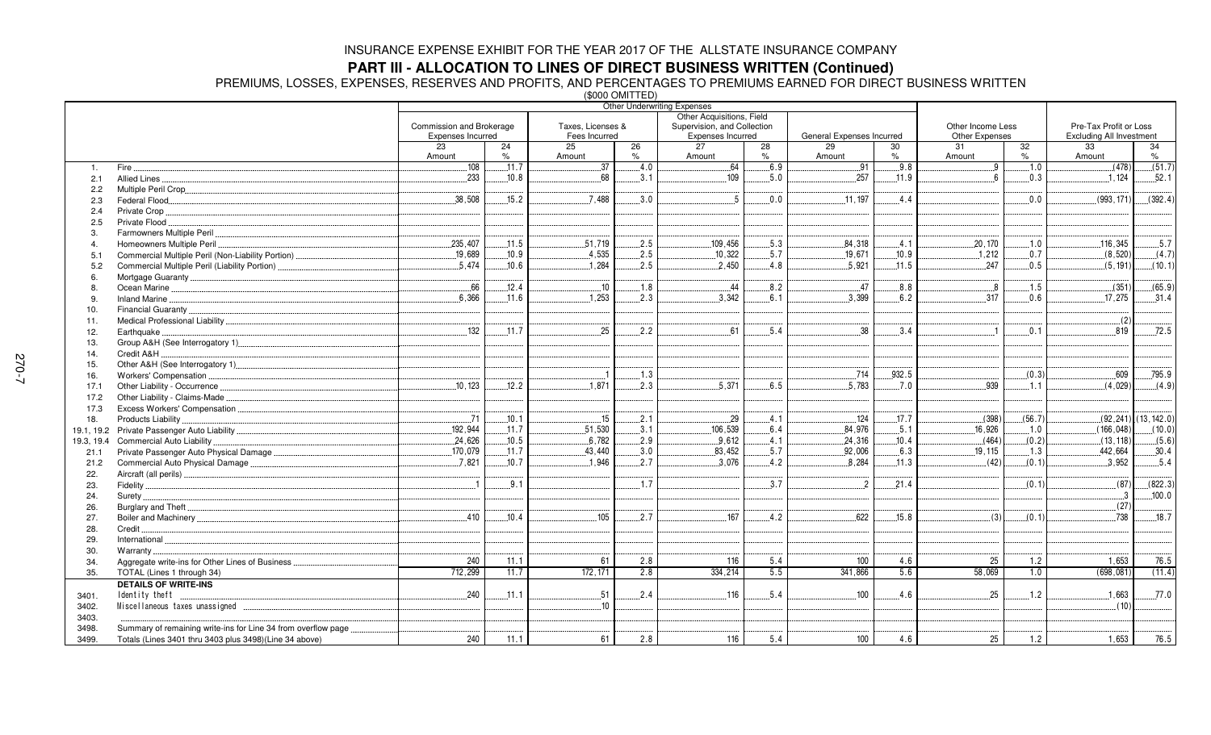# INSURANCE EXPENSE EXHIBIT FOR THE YEAR 2017 OF THE ALLSTATE INSURANCE COMPANY

## PART III - ALLOCATION TO LINES OF DIRECT BUSINESS WRITTEN (Continued)

PREMIUMS, LOSSES, EXPENSES, RESERVES AND PROFITS, AND PERCENTAGES TO PREMIUMS EARNED FOR DIRECT BUSINESS WRITTEN

($000 OMITTED)

| | | Other Underwriting Expenses | | | | | | | | | | | |
|---|---|---|---|---|---|---|---|---|---|---|---|---|---|
| | | Commission and Brokerage Expenses Incurred | | Taxes, Licenses & Fees Incurred | | Other Acquisitions, Field Supervision, and Collection Expenses Incurred | | General Expenses Incurred | | Other Income Less Other Expenses | | Pre-Tax Profit or Loss Excluding All Investment | |
| | | 23 | 24 | 25 | 26 | 27 | 28 | 29 | 30 | 31 | 32 | 33 | 34 |
| | | Amount | % | Amount | % | Amount | % | Amount | % | Amount | % | Amount | % |
| 1. | Fire | 108 | 11.7 | 37 | 4.0 | 64 | 6.9 | 91 | 9.8 | 9 | 1.0 | (478) | (51.7) |
| 2.1 | Allied Lines | 233 | 10.8 | 68 | 3.1 | 109 | 5.0 | 257 | 11.9 | 6 | 0.3 | 1,124 | 52.1 |
| 2.2 | Multiple Peril Crop | | | | | | | | | | | | |
| 2.3 | Federal Flood | 38,508 | 15.2 | 7,488 | 3.0 | 5 | 0.0 | 11,197 | 4.4 | | 0.0 | (993,171) | (392.4) |
| 2.4 | Private Crop | | | | | | | | | | | | |
| 2.5 | Private Flood | | | | | | | | | | | | |
| 3. | Farmowners Multiple Peril | | | | | | | | | | | | |
| 4. | Homeowners Multiple Peril | 235,407 | 11.5 | 51,719 | 2.5 | 109,456 | 5.3 | 84,318 | 4.1 | 20,170 | 1.0 | 116,345 | 5.7 |
| 5.1 | Commercial Multiple Peril (Non-Liability Portion) | 19,689 | 10.9 | 4,535 | 2.5 | 10,322 | 5.7 | 19,671 | 10.9 | 1,212 | 0.7 | (8,520) | (4.7) |
| 5.2 | Commercial Multiple Peril (Liability Portion) | 5,474 | 10.6 | 1,284 | 2.5 | 2,450 | 4.8 | 5,921 | 11.5 | 247 | 0.5 | (5,191) | (10.1) |
| 6. | Mortgage Guaranty | | | | | | | | | | | | |
| 8. | Ocean Marine | 66 | 12.4 | 10 | 1.8 | 44 | 8.2 | 47 | 8.8 | 8 | 1.5 | (351) | (65.9) |
| 9. | Inland Marine | 6,366 | 11.6 | 1,253 | 2.3 | 3,342 | 6.1 | 3,399 | 6.2 | 317 | 0.6 | 17,275 | 31.4 |
| 10. | Financial Guaranty | | | | | | | | | | | | |
| 11. | Medical Professional Liability | | | | | | | | | | | (2) | |
| 12. | Earthquake | 132 | 11.7 | 25 | 2.2 | 61 | 5.4 | 38 | 3.4 | 1 | 0.1 | 819 | 72.5 |
| 13. | Group A&H (See Interrogatory 1) | | | | | | | | | | | | |
| 14. | Credit A&H | | | | | | | | | | | | |
| 15. | Other A&H (See Interrogatory 1) | | | | | | | | | | | | |
| 16. | Workers' Compensation | | | 1 | 1.3 | | | 714 | 932.5 | | (0.3) | 609 | 795.9 |
| 17.1 | Other Liability - Occurrence | 10,123 | 12.2 | 1,871 | 2.3 | 5,371 | 6.5 | 5,783 | 7.0 | 939 | 1.1 | (4,029) | (4.9) |
| 17.2 | Other Liability - Claims-Made | | | | | | | | | | | | |
| 17.3 | Excess Workers' Compensation | | | | | | | | | | | | |
| 18. | Products Liability | 71 | 10.1 | 15 | 2.1 | 29 | 4.1 | 124 | 17.7 | (398) | (56.7) | (92,241) | (13,142.0) |
| 19.1, 19.2 | Private Passenger Auto Liability | 192,944 | 11.7 | 51,530 | 3.1 | 106,539 | 6.4 | 84,976 | 5.1 | 16,926 | 1.0 | (166,048) | (10.0) |
| 19.3, 19.4 | Commercial Auto Liability | 24,626 | 10.5 | 6,782 | 2.9 | 9,612 | 4.1 | 24,316 | 10.4 | (464) | (0.2) | (13,118) | (5.6) |
| 21.1 | Private Passenger Auto Physical Damage | 170,079 | 11.7 | 43,440 | 3.0 | 83,452 | 5.7 | 92,006 | 6.3 | 19,115 | 1.3 | 442,664 | 30.4 |
| 21.2 | Commercial Auto Physical Damage | 7,821 | 10.7 | 1,946 | 2.7 | 3,076 | 4.2 | 8,284 | 11.3 | (42) | (0.1) | 3,952 | 5.4 |
| 22. | Aircraft (all perils) | | | | | | | | | | | | |
| 23. | Fidelity | 1 | 9.1 | | 1.7 | | 3.7 | 2 | 21.4 | | (0.1) | (87) | (822.3) |
| 24. | Surety | | | | | | | | | | | 3 | 100.0 |
| 26. | Burglary and Theft | | | | | | | | | | | (27) | |
| 27. | Boiler and Machinery | 410 | 10.4 | 105 | 2.7 | 167 | 4.2 | 622 | 15.8 | (3) | (0.1) | 738 | 18.7 |
| 28. | Credit | | | | | | | | | | | | |
| 29. | International | | | | | | | | | | | | |
| 30. | Warranty | | | | | | | | | | | | |
| 34. | Aggregate write-ins for Other Lines of Business | 240 | 11.1 | 61 | 2.8 | 116 | 5.4 | 100 | 4.6 | 25 | 1.2 | 1,653 | 76.5 |
| 35. | TOTAL (Lines 1 through 34) | 712,299 | 11.7 | 172,171 | 2.8 | 334,214 | 5.5 | 341,866 | 5.6 | 58,069 | 1.0 | (698,081) | (11.4) |
| | **DETAILS OF WRITE-INS** | | | | | | | | | | | | |
| 3401. | Identity theft | 240 | 11.1 | 51 | 2.4 | 116 | 5.4 | 100 | 4.6 | 25 | 1.2 | 1,663 | 77.0 |
| 3402. | Miscellaneous taxes unassigned | | | 10 | | | | | | | | (10) | |
| 3403. | | | | | | | | | | | | | |
| 3498. | Summary of remaining write-ins for Line 34 from overflow page | | | | | | | | | | | | |
| 3499. | Totals (Lines 3401 thru 3403 plus 3498)(Line 34 above) | 240 | 11.1 | 61 | 2.8 | 116 | 5.4 | 100 | 4.6 | 25 | 1.2 | 1,653 | 76.5 |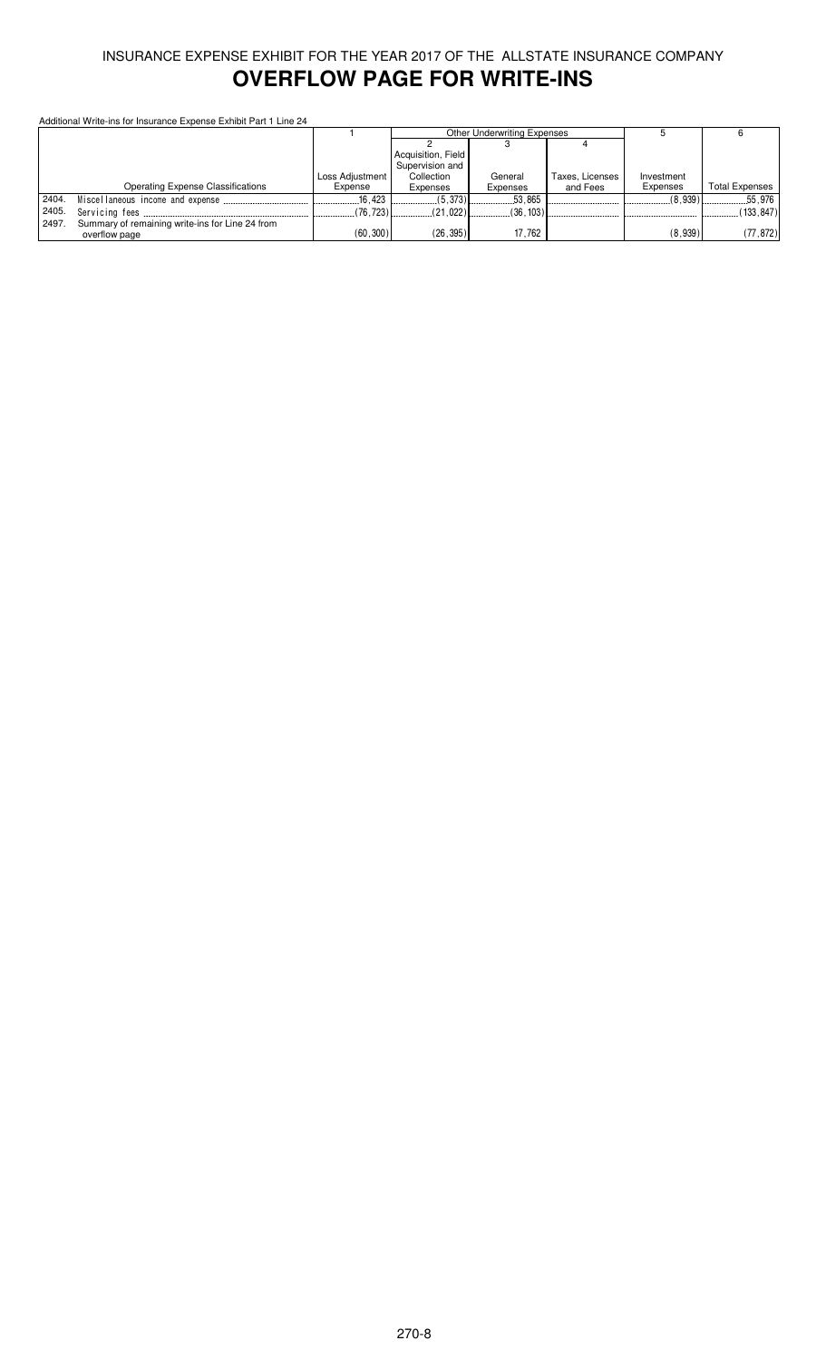# INSURANCE EXPENSE EXHIBIT FOR THE YEAR 2017 OF THE ALLSTATE INSURANCE COMPANY

# OVERFLOW PAGE FOR WRITE-INS

Additional Write-ins for Insurance Expense Exhibit Part 1 Line 24

| | | 1 | Other Underwriting Expenses | | | 5 | 6 |
|---|---|---|---|---|---|---|---|
| | | | 2 | 3 | 4 | | |
| | Operating Expense Classifications | Loss Adjustment Expense | Acquisition, Field Supervision and Collection Expenses | General Expenses | Taxes, Licenses and Fees | Investment Expenses | Total Expenses |
| 2404. | Miscellaneous income and expense | 16,423 | (5,373) | 53,865 | | (8,939) | 55,976 |
| 2405. | Servicing fees | (76,723) | (21,022) | (36,103) | | | (133,847) |
| 2497. | Summary of remaining write-ins for Line 24 from overflow page | (60,300) | (26,395) | 17,762 | | (8,939) | (77,872) |